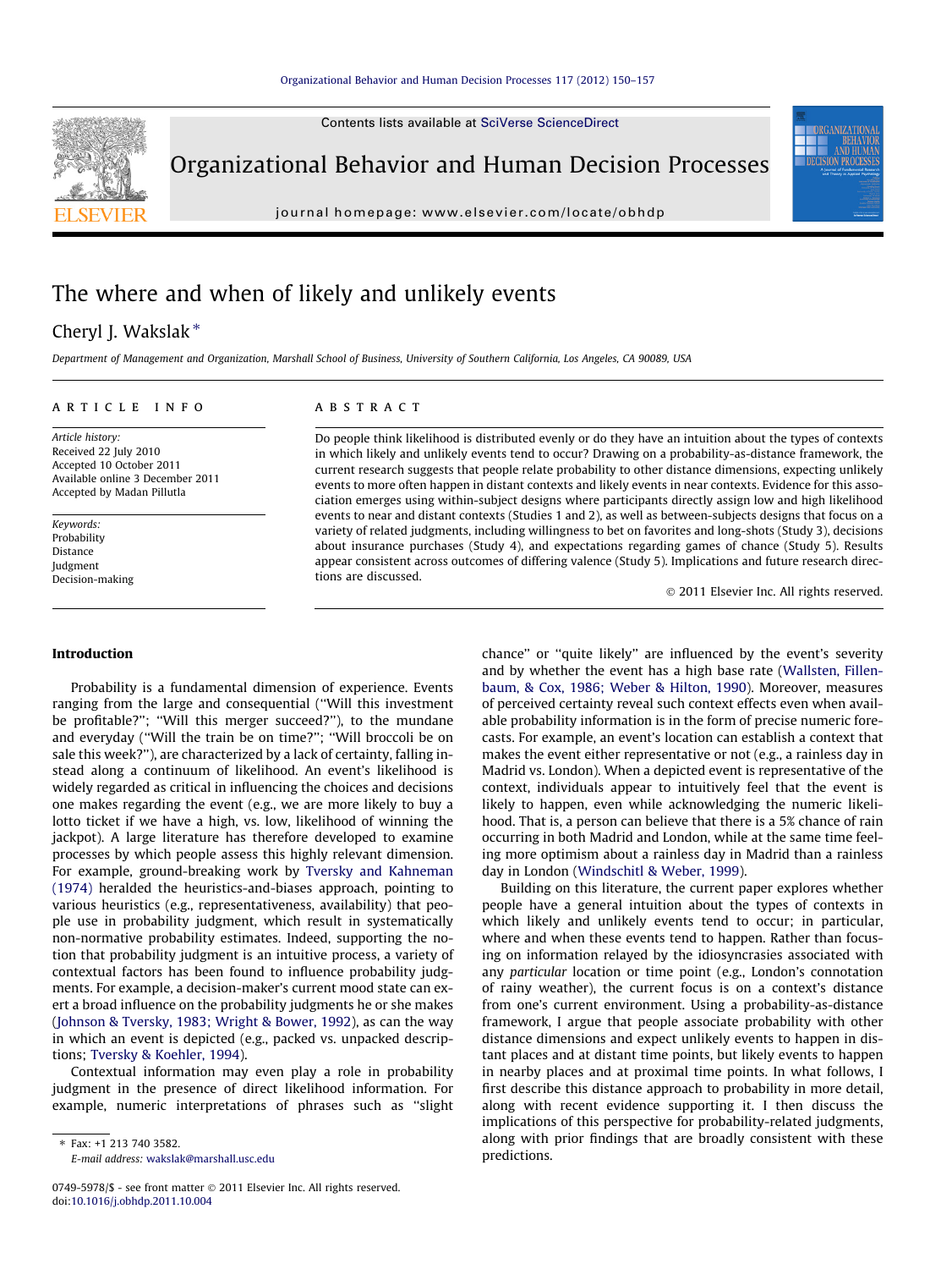# The where and when of likely and unlikely events

Cheryl J. Wakslak *

*Department of Management and Organization, Marshall School of Business, University of Southern California, Los Angeles, CA 90089, USA*

## ARTICLE INFO

*Article history:*
Received 22 July 2010
Accepted 10 October 2011
Available online 3 December 2011
Accepted by Madan Pillutla

*Keywords:*
Probability
Distance
Judgment
Decision-making

## ABSTRACT

Do people think likelihood is distributed evenly or do they have an intuition about the types of contexts in which likely and unlikely events tend to occur? Drawing on a probability-as-distance framework, the current research suggests that people relate probability to other distance dimensions, expecting unlikely events to more often happen in distant contexts and likely events in near contexts. Evidence for this association emerges using within-subject designs where participants directly assign low and high likelihood events to near and distant contexts (Studies 1 and 2), as well as between-subjects designs that focus on a variety of related judgments, including willingness to bet on favorites and long-shots (Study 3), decisions about insurance purchases (Study 4), and expectations regarding games of chance (Study 5). Results appear consistent across outcomes of differing valence (Study 5). Implications and future research directions are discussed.

© 2011 Elsevier Inc. All rights reserved.

## Introduction

Probability is a fundamental dimension of experience. Events ranging from the large and consequential (''Will this investment be profitable?''; ''Will this merger succeed?''), to the mundane and everyday (''Will the train be on time?''; ''Will broccoli be on sale this week?''), are characterized by a lack of certainty, falling instead along a continuum of likelihood. An event's likelihood is widely regarded as critical in influencing the choices and decisions one makes regarding the event (e.g., we are more likely to buy a lotto ticket if we have a high, vs. low, likelihood of winning the jackpot). A large literature has therefore developed to examine processes by which people assess this highly relevant dimension. For example, ground-breaking work by Tversky and Kahneman (1974) heralded the heuristics-and-biases approach, pointing to various heuristics (e.g., representativeness, availability) that people use in probability judgment, which result in systematically non-normative probability estimates. Indeed, supporting the notion that probability judgment is an intuitive process, a variety of contextual factors has been found to influence probability judgments. For example, a decision-maker's current mood state can exert a broad influence on the probability judgments he or she makes (Johnson & Tversky, 1983; Wright & Bower, 1992), as can the way in which an event is depicted (e.g., packed vs. unpacked descriptions; Tversky & Koehler, 1994).

Contextual information may even play a role in probability judgment in the presence of direct likelihood information. For example, numeric interpretations of phrases such as ''slight chance'' or ''quite likely'' are influenced by the event's severity and by whether the event has a high base rate (Wallsten, Fillenbaum, & Cox, 1986; Weber & Hilton, 1990). Moreover, measures of perceived certainty reveal such context effects even when available probability information is in the form of precise numeric forecasts. For example, an event's location can establish a context that makes the event either representative or not (e.g., a rainless day in Madrid vs. London). When a depicted event is representative of the context, individuals appear to intuitively feel that the event is likely to happen, even while acknowledging the numeric likelihood. That is, a person can believe that there is a 5% chance of rain occurring in both Madrid and London, while at the same time feeling more optimism about a rainless day in Madrid than a rainless day in London (Windschitl & Weber, 1999).

Building on this literature, the current paper explores whether people have a general intuition about the types of contexts in which likely and unlikely events tend to occur; in particular, where and when these events tend to happen. Rather than focusing on information relayed by the idiosyncrasies associated with any *particular* location or time point (e.g., London's connotation of rainy weather), the current focus is on a context's distance from one's current environment. Using a probability-as-distance framework, I argue that people associate probability with other distance dimensions and expect unlikely events to happen in distant places and at distant time points, but likely events to happen in nearby places and at proximal time points. In what follows, I first describe this distance approach to probability in more detail, along with recent evidence supporting it. I then discuss the implications of this perspective for probability-related judgments, along with prior findings that are broadly consistent with these predictions.

* Fax: +1 213 740 3582.
*E-mail address:* wakslak@marshall.usc.edu

0749-5978/$ - see front matter © 2011 Elsevier Inc. All rights reserved.
doi:10.1016/j.obhdp.2011.10.004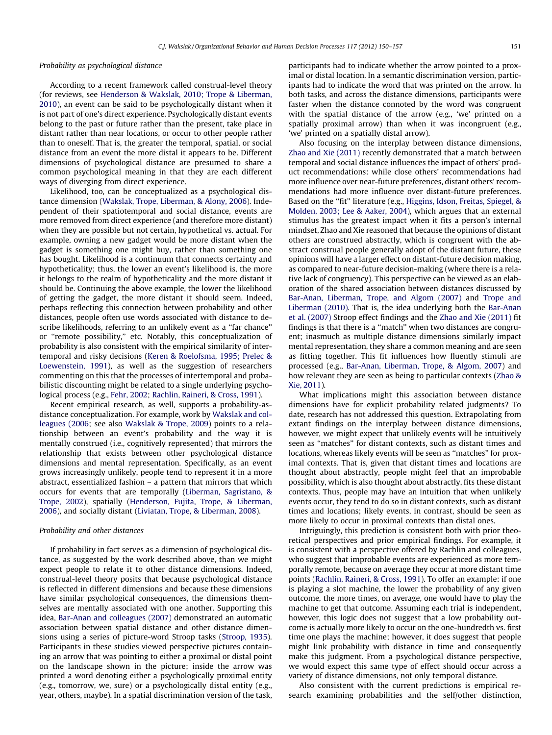### Probability as psychological distance

According to a recent framework called construal-level theory (for reviews, see Henderson & Wakslak, 2010; Trope & Liberman, 2010), an event can be said to be psychologically distant when it is not part of one's direct experience. Psychologically distant events belong to the past or future rather than the present, take place in distant rather than near locations, or occur to other people rather than to oneself. That is, the greater the temporal, spatial, or social distance from an event the more distal it appears to be. Different dimensions of psychological distance are presumed to share a common psychological meaning in that they are each different ways of diverging from direct experience.

Likelihood, too, can be conceptualized as a psychological distance dimension (Wakslak, Trope, Liberman, & Alony, 2006). Independent of their spatiotemporal and social distance, events are more removed from direct experience (and therefore more distant) when they are possible but not certain, hypothetical vs. actual. For example, owning a new gadget would be more distant when the gadget is something one might buy, rather than something one has bought. Likelihood is a continuum that connects certainty and hypotheticality; thus, the lower an event's likelihood is, the more it belongs to the realm of hypotheticality and the more distant it should be. Continuing the above example, the lower the likelihood of getting the gadget, the more distant it should seem. Indeed, perhaps reflecting this connection between probability and other distances, people often use words associated with distance to describe likelihoods, referring to an unlikely event as a "far chance" or "remote possibility," etc. Notably, this conceptualization of probability is also consistent with the empirical similarity of intertemporal and risky decisions (Keren & Roelofsma, 1995; Prelec & Loewenstein, 1991), as well as the suggestion of researchers commenting on this that the processes of intertemporal and probabilistic discounting might be related to a single underlying psychological process (e.g., Fehr, 2002; Rachlin, Raineri, & Cross, 1991).

Recent empirical research, as well, supports a probability-as-distance conceptualization. For example, work by Wakslak and colleagues (2006; see also Wakslak & Trope, 2009) points to a relationship between an event's probability and the way it is mentally construed (i.e., cognitively represented) that mirrors the relationship that exists between other psychological distance dimensions and mental representation. Specifically, as an event grows increasingly unlikely, people tend to represent it in a more abstract, essentialized fashion – a pattern that mirrors that which occurs for events that are temporally (Liberman, Sagristano, & Trope, 2002), spatially (Henderson, Fujita, Trope, & Liberman, 2006), and socially distant (Liviatan, Trope, & Liberman, 2008).

### Probability and other distances

If probability in fact serves as a dimension of psychological distance, as suggested by the work described above, than we might expect people to relate it to other distance dimensions. Indeed, construal-level theory posits that because psychological distance is reflected in different dimensions and because these dimensions have similar psychological consequences, the dimensions themselves are mentally associated with one another. Supporting this idea, Bar-Anan and colleagues (2007) demonstrated an automatic association between spatial distance and other distance dimensions using a series of picture-word Stroop tasks (Stroop, 1935). Participants in these studies viewed perspective pictures containing an arrow that was pointing to either a proximal or distal point on the landscape shown in the picture; inside the arrow was printed a word denoting either a psychologically proximal entity (e.g., tomorrow, we, sure) or a psychologically distal entity (e.g., year, others, maybe). In a spatial discrimination version of the task, participants had to indicate whether the arrow pointed to a proximal or distal location. In a semantic discrimination version, participants had to indicate the word that was printed on the arrow. In both tasks, and across the distance dimensions, participants were faster when the distance connoted by the word was congruent with the spatial distance of the arrow (e.g., 'we' printed on a spatially proximal arrow) than when it was incongruent (e.g., 'we' printed on a spatially distal arrow).

Also focusing on the interplay between distance dimensions, Zhao and Xie (2011) recently demonstrated that a match between temporal and social distance influences the impact of others' product recommendations: while close others' recommendations had more influence over near-future preferences, distant others' recommendations had more influence over distant-future preferences. Based on the "fit" literature (e.g., Higgins, Idson, Freitas, Spiegel, & Molden, 2003; Lee & Aaker, 2004), which argues that an external stimulus has the greatest impact when it fits a person's internal mindset, Zhao and Xie reasoned that because the opinions of distant others are construed abstractly, which is congruent with the abstract construal people generally adopt of the distant future, these opinions will have a larger effect on distant-future decision making, as compared to near-future decision-making (where there is a relative lack of congruency). This perspective can be viewed as an elaboration of the shared association between distances discussed by Bar-Anan, Liberman, Trope, and Algom (2007) and Trope and Liberman (2010). That is, the idea underlying both the Bar-Anan et al. (2007) Stroop effect findings and the Zhao and Xie (2011) fit findings is that there is a "match" when two distances are congruent; inasmuch as multiple distance dimensions similarly impact mental representation, they share a common meaning and are seen as fitting together. This fit influences how fluently stimuli are processed (e.g., Bar-Anan, Liberman, Trope, & Algom, 2007) and how relevant they are seen as being to particular contexts (Zhao & Xie, 2011).

What implications might this association between distance dimensions have for explicit probability related judgments? To date, research has not addressed this question. Extrapolating from extant findings on the interplay between distance dimensions, however, we might expect that unlikely events will be intuitively seen as "matches" for distant contexts, such as distant times and locations, whereas likely events will be seen as "matches" for proximal contexts. That is, given that distant times and locations are thought about abstractly, people might feel that an improbable possibility, which is also thought about abstractly, fits these distant contexts. Thus, people may have an intuition that when unlikely events occur, they tend to do so in distant contexts, such as distant times and locations; likely events, in contrast, should be seen as more likely to occur in proximal contexts than distal ones.

Intriguingly, this prediction is consistent both with prior theoretical perspectives and prior empirical findings. For example, it is consistent with a perspective offered by Rachlin and colleagues, who suggest that improbable events are experienced as more temporally remote, because on average they occur at more distant time points (Rachlin, Raineri, & Cross, 1991). To offer an example: if one is playing a slot machine, the lower the probability of any given outcome, the more times, on average, one would have to play the machine to get that outcome. Assuming each trial is independent, however, this logic does not suggest that a low probability outcome is actually more likely to occur on the one-hundredth vs. first time one plays the machine; however, it does suggest that people might link probability with distance in time and consequently make this judgment. From a psychological distance perspective, we would expect this same type of effect should occur across a variety of distance dimensions, not only temporal distance.

Also consistent with the current predictions is empirical research examining probabilities and the self/other distinction,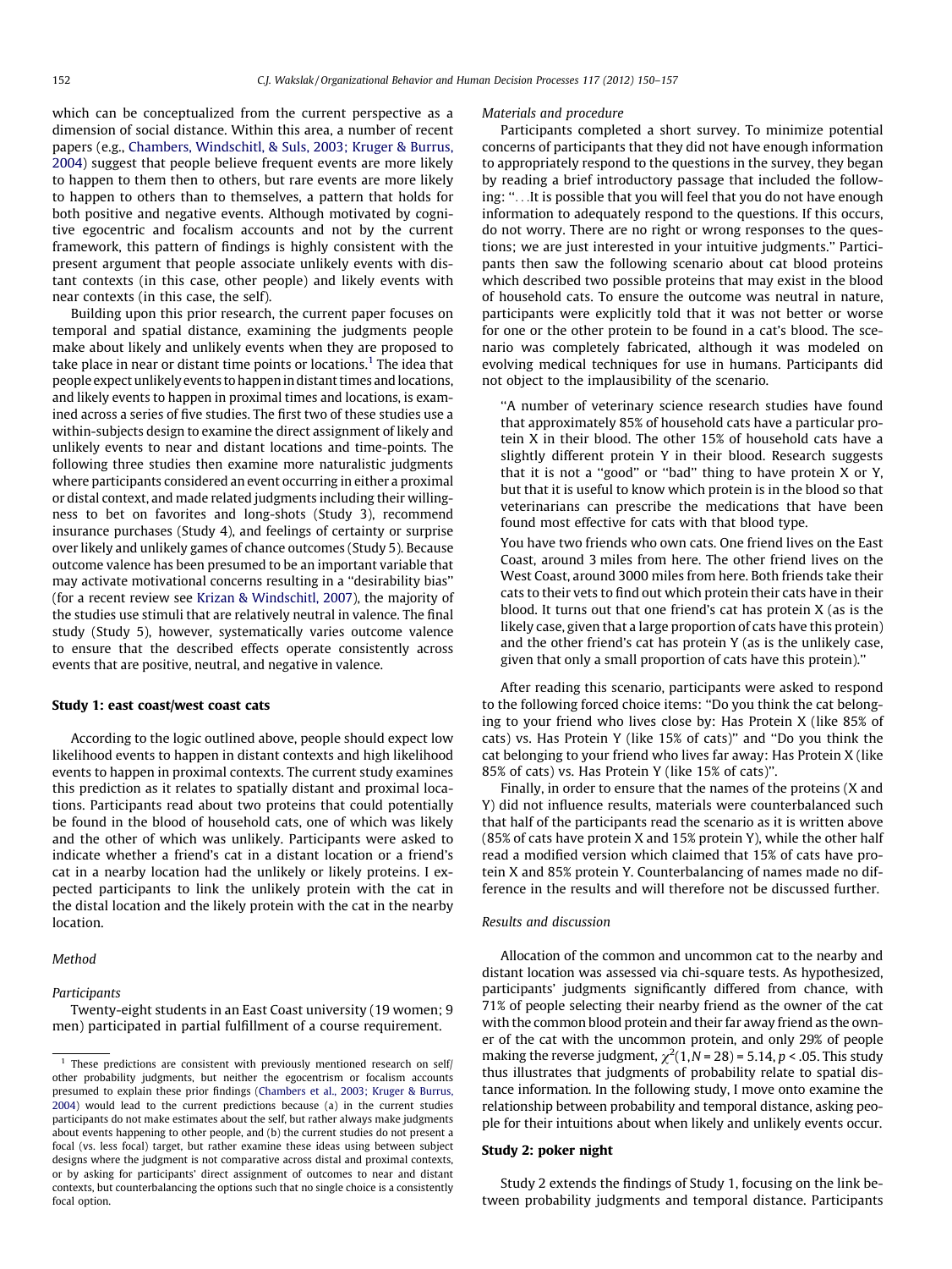which can be conceptualized from the current perspective as a dimension of social distance. Within this area, a number of recent papers (e.g., Chambers, Windschitl, & Suls, 2003; Kruger & Burrus, 2004) suggest that people believe frequent events are more likely to happen to them then to others, but rare events are more likely to happen to others than to themselves, a pattern that holds for both positive and negative events. Although motivated by cognitive egocentric and focalism accounts and not by the current framework, this pattern of findings is highly consistent with the present argument that people associate unlikely events with distant contexts (in this case, other people) and likely events with near contexts (in this case, the self).

Building upon this prior research, the current paper focuses on temporal and spatial distance, examining the judgments people make about likely and unlikely events when they are proposed to take place in near or distant time points or locations.[1] The idea that people expect unlikely events to happen in distant times and locations, and likely events to happen in proximal times and locations, is examined across a series of five studies. The first two of these studies use a within-subjects design to examine the direct assignment of likely and unlikely events to near and distant locations and time-points. The following three studies then examine more naturalistic judgments where participants considered an event occurring in either a proximal or distal context, and made related judgments including their willingness to bet on favorites and long-shots (Study 3), recommend insurance purchases (Study 4), and feelings of certainty or surprise over likely and unlikely games of chance outcomes (Study 5). Because outcome valence has been presumed to be an important variable that may activate motivational concerns resulting in a "desirability bias" (for a recent review see Krizan & Windschitl, 2007), the majority of the studies use stimuli that are relatively neutral in valence. The final study (Study 5), however, systematically varies outcome valence to ensure that the described effects operate consistently across events that are positive, neutral, and negative in valence.

## Study 1: east coast/west coast cats

According to the logic outlined above, people should expect low likelihood events to happen in distant contexts and high likelihood events to happen in proximal contexts. The current study examines this prediction as it relates to spatially distant and proximal locations. Participants read about two proteins that could potentially be found in the blood of household cats, one of which was likely and the other of which was unlikely. Participants were asked to indicate whether a friend's cat in a distant location or a friend's cat in a nearby location had the unlikely or likely proteins. I expected participants to link the unlikely protein with the cat in the distal location and the likely protein with the cat in the nearby location.

### Method

#### Participants

Twenty-eight students in an East Coast university (19 women; 9 men) participated in partial fulfillment of a course requirement.

#### Materials and procedure

Participants completed a short survey. To minimize potential concerns of participants that they did not have enough information to appropriately respond to the questions in the survey, they began by reading a brief introductory passage that included the following: "…It is possible that you will feel that you do not have enough information to adequately respond to the questions. If this occurs, do not worry. There are no right or wrong responses to the questions; we are just interested in your intuitive judgments." Participants then saw the following scenario about cat blood proteins which described two possible proteins that may exist in the blood of household cats. To ensure the outcome was neutral in nature, participants were explicitly told that it was not better or worse for one or the other protein to be found in a cat's blood. The scenario was completely fabricated, although it was modeled on evolving medical techniques for use in humans. Participants did not object to the implausibility of the scenario.

> "A number of veterinary science research studies have found that approximately 85% of household cats have a particular protein X in their blood. The other 15% of household cats have a slightly different protein Y in their blood. Research suggests that it is not a "good" or "bad" thing to have protein X or Y, but that it is useful to know which protein is in the blood so that veterinarians can prescribe the medications that have been found most effective for cats with that blood type.
>
> You have two friends who own cats. One friend lives on the East Coast, around 3 miles from here. The other friend lives on the West Coast, around 3000 miles from here. Both friends take their cats to their vets to find out which protein their cats have in their blood. It turns out that one friend's cat has protein X (as is the likely case, given that a large proportion of cats have this protein) and the other friend's cat has protein Y (as is the unlikely case, given that only a small proportion of cats have this protein)."

After reading this scenario, participants were asked to respond to the following forced choice items: "Do you think the cat belonging to your friend who lives close by: Has Protein X (like 85% of cats) vs. Has Protein Y (like 15% of cats)" and "Do you think the cat belonging to your friend who lives far away: Has Protein X (like 85% of cats) vs. Has Protein Y (like 15% of cats)".

Finally, in order to ensure that the names of the proteins (X and Y) did not influence results, materials were counterbalanced such that half of the participants read the scenario as it is written above (85% of cats have protein X and 15% protein Y), while the other half read a modified version which claimed that 15% of cats have protein X and 85% protein Y. Counterbalancing of names made no difference in the results and will therefore not be discussed further.

#### Results and discussion

Allocation of the common and uncommon cat to the nearby and distant location was assessed via chi-square tests. As hypothesized, participants' judgments significantly differed from chance, with 71% of people selecting their nearby friend as the owner of the cat with the common blood protein and their far away friend as the owner of the cat with the uncommon protein, and only 29% of people making the reverse judgment, $\chi^2(1, N = 28) = 5.14$, $p < .05$. This study thus illustrates that judgments of probability relate to spatial distance information. In the following study, I move onto examine the relationship between probability and temporal distance, asking people for their intuitions about when likely and unlikely events occur.

## Study 2: poker night

Study 2 extends the findings of Study 1, focusing on the link between probability judgments and temporal distance. Participants

---

[1] These predictions are consistent with previously mentioned research on self/other probability judgments, but neither the egocentrism or focalism accounts presumed to explain these prior findings (Chambers et al., 2003; Kruger & Burrus, 2004) would lead to the current predictions because (a) in the current studies participants do not make estimates about the self, but rather always make judgments about events happening to other people, and (b) the current studies do not present a focal (vs. less focal) target, but rather examine these ideas using between subject designs where the judgment is not comparative across distal and proximal contexts, or by asking for participants' direct assignment of outcomes to near and distant contexts, but counterbalancing the options such that no single choice is a consistently focal option.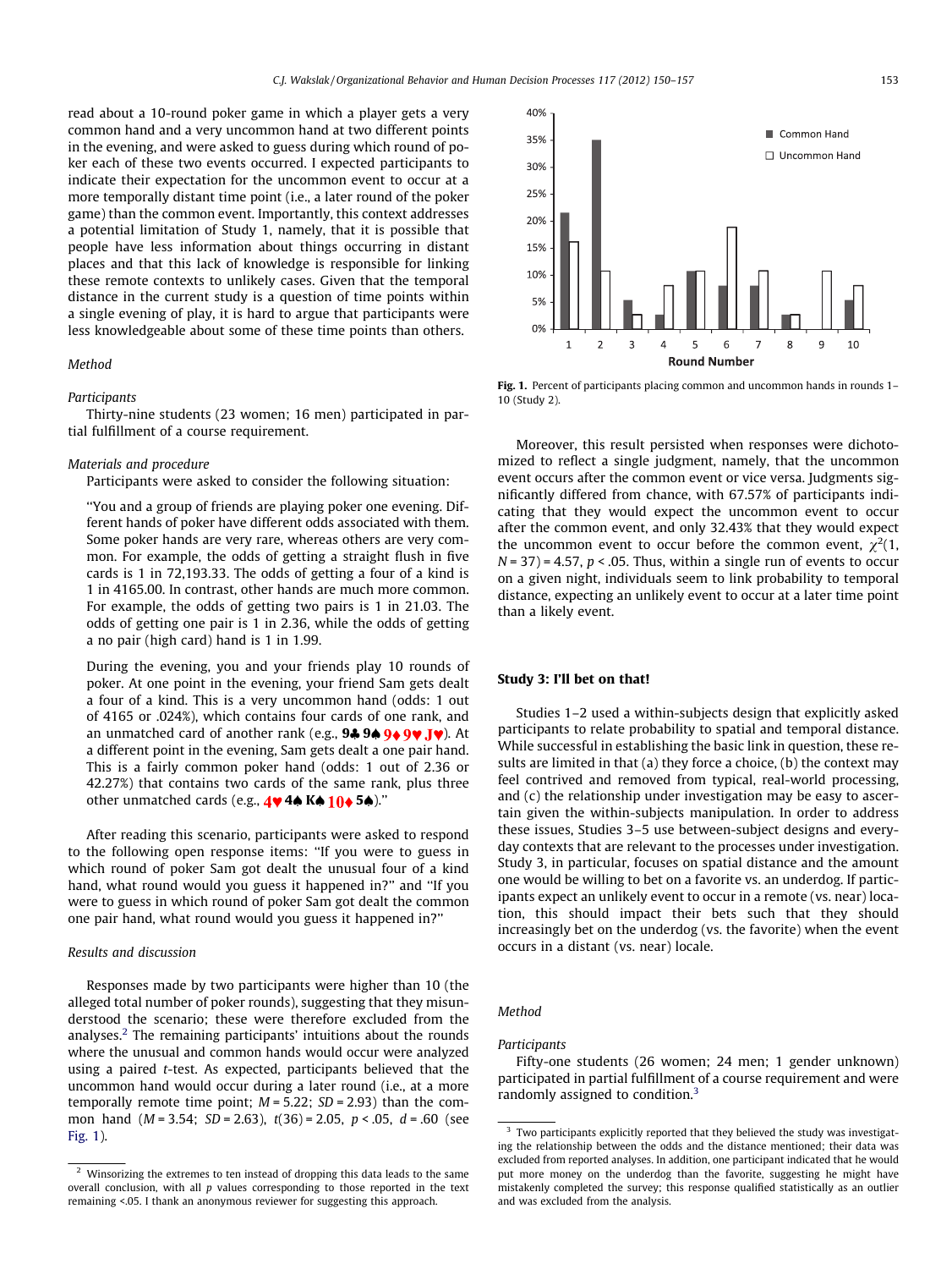read about a 10-round poker game in which a player gets a very common hand and a very uncommon hand at two different points in the evening, and were asked to guess during which round of poker each of these two events occurred. I expected participants to indicate their expectation for the uncommon event to occur at a more temporally distant time point (i.e., a later round of the poker game) than the common event. Importantly, this context addresses a potential limitation of Study 1, namely, that it is possible that people have less information about things occurring in distant places and that this lack of knowledge is responsible for linking these remote contexts to unlikely cases. Given that the temporal distance in the current study is a question of time points within a single evening of play, it is hard to argue that participants were less knowledgeable about some of these time points than others.

*Method*

*Participants*

Thirty-nine students (23 women; 16 men) participated in partial fulfillment of a course requirement.

*Materials and procedure*

Participants were asked to consider the following situation:

> "You and a group of friends are playing poker one evening. Different hands of poker have different odds associated with them. Some poker hands are very rare, whereas others are very common. For example, the odds of getting a straight flush in five cards is 1 in 72,193.33. The odds of getting a four of a kind is 1 in 4165.00. In contrast, other hands are much more common. For example, the odds of getting two pairs is 1 in 21.03. The odds of getting one pair is 1 in 2.36, while the odds of getting a no pair (high card) hand is 1 in 1.99.
>
> During the evening, you and your friends play 10 rounds of poker. At one point in the evening, your friend Sam gets dealt a four of a kind. This is a very uncommon hand (odds: 1 out of 4165 or .024%), which contains four cards of one rank, and an unmatched card of another rank (e.g., 9♣ 9♠ 9♦ 9♥ J♥). At a different point in the evening, Sam gets dealt a one pair hand. This is a fairly common poker hand (odds: 1 out of 2.36 or 42.27%) that contains two cards of the same rank, plus three other unmatched cards (e.g., 4♥ 4♠ K♠ 10♦ 5♠)."

After reading this scenario, participants were asked to respond to the following open response items: "If you were to guess in which round of poker Sam got dealt the unusual four of a kind hand, what round would you guess it happened in?" and "If you were to guess in which round of poker Sam got dealt the common one pair hand, what round would you guess it happened in?"

*Results and discussion*

Responses made by two participants were higher than 10 (the alleged total number of poker rounds), suggesting that they misunderstood the scenario; these were therefore excluded from the analyses.[2] The remaining participants' intuitions about the rounds where the unusual and common hands would occur were analyzed using a paired *t*-test. As expected, participants believed that the uncommon hand would occur during a later round (i.e., at a more temporally remote time point; $M = 5.22$; $SD = 2.93$) than the common hand ($M = 3.54$; $SD = 2.63$), $t(36) = 2.05$, $p < .05$, $d = .60$ (see Fig. 1).

Fig. 1. Percent of participants placing common and uncommon hands in rounds 1–10 (Study 2).

Moreover, this result persisted when responses were dichotomized to reflect a single judgment, namely, that the uncommon event occurs after the common event or vice versa. Judgments significantly differed from chance, with 67.57% of participants indicating that they would expect the uncommon event to occur after the common event, and only 32.43% that they would expect the uncommon event to occur before the common event, $\chi^2(1, N = 37) = 4.57$, $p < .05$. Thus, within a single run of events to occur on a given night, individuals seem to link probability to temporal distance, expecting an unlikely event to occur at a later time point than a likely event.

## Study 3: I'll bet on that!

Studies 1–2 used a within-subjects design that explicitly asked participants to relate probability to spatial and temporal distance. While successful in establishing the basic link in question, these results are limited in that (a) they force a choice, (b) the context may feel contrived and removed from typical, real-world processing, and (c) the relationship under investigation may be easy to ascertain given the within-subjects manipulation. In order to address these issues, Studies 3–5 use between-subject designs and everyday contexts that are relevant to the processes under investigation. Study 3, in particular, focuses on spatial distance and the amount one would be willing to bet on a favorite vs. an underdog. If participants expect an unlikely event to occur in a remote (vs. near) location, this should impact their bets such that they should increasingly bet on the underdog (vs. the favorite) when the event occurs in a distant (vs. near) locale.

*Method*

*Participants*

Fifty-one students (26 women; 24 men; 1 gender unknown) participated in partial fulfillment of a course requirement and were randomly assigned to condition.[3]

---

[2] Winsorizing the extremes to ten instead of dropping this data leads to the same overall conclusion, with all *p* values corresponding to those reported in the text remaining <.05. I thank an anonymous reviewer for suggesting this approach.

[3] Two participants explicitly reported that they believed the study was investigating the relationship between the odds and the distance mentioned; their data was excluded from reported analyses. In addition, one participant indicated that he would put more money on the underdog than the favorite, suggesting he might have mistakenly completed the survey; this response qualified statistically as an outlier and was excluded from the analysis.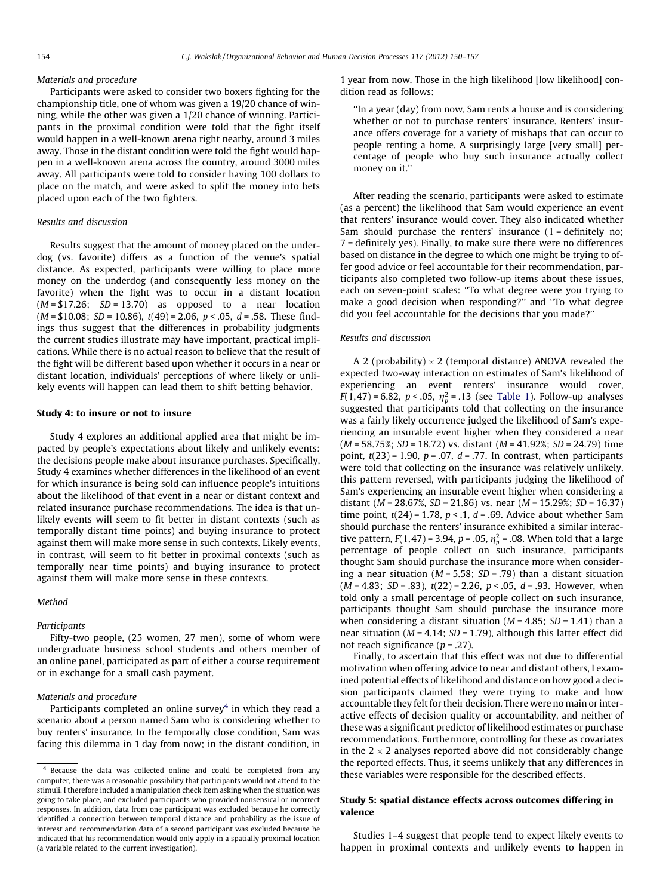*Materials and procedure*

Participants were asked to consider two boxers fighting for the championship title, one of whom was given a 19/20 chance of winning, while the other was given a 1/20 chance of winning. Participants in the proximal condition were told that the fight itself would happen in a well-known arena right nearby, around 3 miles away. Those in the distant condition were told the fight would happen in a well-known arena across the country, around 3000 miles away. All participants were told to consider having 100 dollars to place on the match, and were asked to split the money into bets placed upon each of the two fighters.

*Results and discussion*

Results suggest that the amount of money placed on the underdog (vs. favorite) differs as a function of the venue's spatial distance. As expected, participants were willing to place more money on the underdog (and consequently less money on the favorite) when the fight was to occur in a distant location ($M$ = \$17.26; $SD$ = 13.70) as opposed to a near location ($M$ = \$10.08; $SD$ = 10.86), $t(49) = 2.06$, $p < .05$, $d = .58$. These findings thus suggest that the differences in probability judgments the current studies illustrate may have important, practical implications. While there is no actual reason to believe that the result of the fight will be different based upon whether it occurs in a near or distant location, individuals' perceptions of where likely or unlikely events will happen can lead them to shift betting behavior.

## Study 4: to insure or not to insure

Study 4 explores an additional applied area that might be impacted by people's expectations about likely and unlikely events: the decisions people make about insurance purchases. Specifically, Study 4 examines whether differences in the likelihood of an event for which insurance is being sold can influence people's intuitions about the likelihood of that event in a near or distant context and related insurance purchase recommendations. The idea is that unlikely events will seem to fit better in distant contexts (such as temporally distant time points) and buying insurance to protect against them will make more sense in such contexts. Likely events, in contrast, will seem to fit better in proximal contexts (such as temporally near time points) and buying insurance to protect against them will make more sense in these contexts.

*Method*

*Participants*

Fifty-two people, (25 women, 27 men), some of whom were undergraduate business school students and others member of an online panel, participated as part of either a course requirement or in exchange for a small cash payment.

*Materials and procedure*

Participants completed an online survey[4] in which they read a scenario about a person named Sam who is considering whether to buy renters' insurance. In the temporally close condition, Sam was facing this dilemma in 1 day from now; in the distant condition, in 1 year from now. Those in the high likelihood [low likelihood] condition read as follows:

> ''In a year (day) from now, Sam rents a house and is considering whether or not to purchase renters' insurance. Renters' insurance offers coverage for a variety of mishaps that can occur to people renting a home. A surprisingly large [very small] percentage of people who buy such insurance actually collect money on it.''

After reading the scenario, participants were asked to estimate (as a percent) the likelihood that Sam would experience an event that renters' insurance would cover. They also indicated whether Sam should purchase the renters' insurance (1 = definitely no; 7 = definitely yes). Finally, to make sure there were no differences based on distance in the degree to which one might be trying to offer good advice or feel accountable for their recommendation, participants also completed two follow-up items about these issues, each on seven-point scales: ''To what degree were you trying to make a good decision when responding?'' and ''To what degree did you feel accountable for the decisions that you made?''

*Results and discussion*

A 2 (probability) $\times$ 2 (temporal distance) ANOVA revealed the expected two-way interaction on estimates of Sam's likelihood of experiencing an event renters' insurance would cover, $F(1,47) = 6.82$, $p < .05$, $\eta_p^2 = .13$ (see Table 1). Follow-up analyses suggested that participants told that collecting on the insurance was a fairly likely occurrence judged the likelihood of Sam's experiencing an insurable event higher when they considered a near ($M$ = 58.75%; $SD$ = 18.72) vs. distant ($M$ = 41.92%; $SD$ = 24.79) time point, $t(23) = 1.90$, $p = .07$, $d = .77$. In contrast, when participants were told that collecting on the insurance was relatively unlikely, this pattern reversed, with participants judging the likelihood of Sam's experiencing an insurable event higher when considering a distant ($M$ = 28.67%, $SD$ = 21.86) vs. near ($M$ = 15.29%; $SD$ = 16.37) time point, $t(24) = 1.78$, $p < .1$, $d = .69$. Advice about whether Sam should purchase the renters' insurance exhibited a similar interactive pattern, $F(1,47) = 3.94$, $p = .05$, $\eta_p^2 = .08$. When told that a large percentage of people collect on such insurance, participants thought Sam should purchase the insurance more when considering a near situation ($M$ = 5.58; $SD$ = .79) than a distant situation ($M$ = 4.83; $SD$ = .83), $t(22) = 2.26$, $p < .05$, $d = .93$. However, when told only a small percentage of people collect on such insurance, participants thought Sam should purchase the insurance more when considering a distant situation ($M$ = 4.85; $SD$ = 1.41) than a near situation ($M$ = 4.14; $SD$ = 1.79), although this latter effect did not reach significance ($p = .27$).

Finally, to ascertain that this effect was not due to differential motivation when offering advice to near and distant others, I examined potential effects of likelihood and distance on how good a decision participants claimed they were trying to make and how accountable they felt for their decision. There were no main or interactive effects of decision quality or accountability, and neither of these was a significant predictor of likelihood estimates or purchase recommendations. Furthermore, controlling for these as covariates in the 2 $\times$ 2 analyses reported above did not considerably change the reported effects. Thus, it seems unlikely that any differences in these variables were responsible for the described effects.

## Study 5: spatial distance effects across outcomes differing in valence

Studies 1–4 suggest that people tend to expect likely events to happen in proximal contexts and unlikely events to happen in

[4] Because the data was collected online and could be completed from any computer, there was a reasonable possibility that participants would not attend to the stimuli. I therefore included a manipulation check item asking when the situation was going to take place, and excluded participants who provided nonsensical or incorrect responses. In addition, data from one participant was excluded because he correctly identified a connection between temporal distance and probability as the issue of interest and recommendation data of a second participant was excluded because he indicated that his recommendation would only apply in a spatially proximal location (a variable related to the current investigation).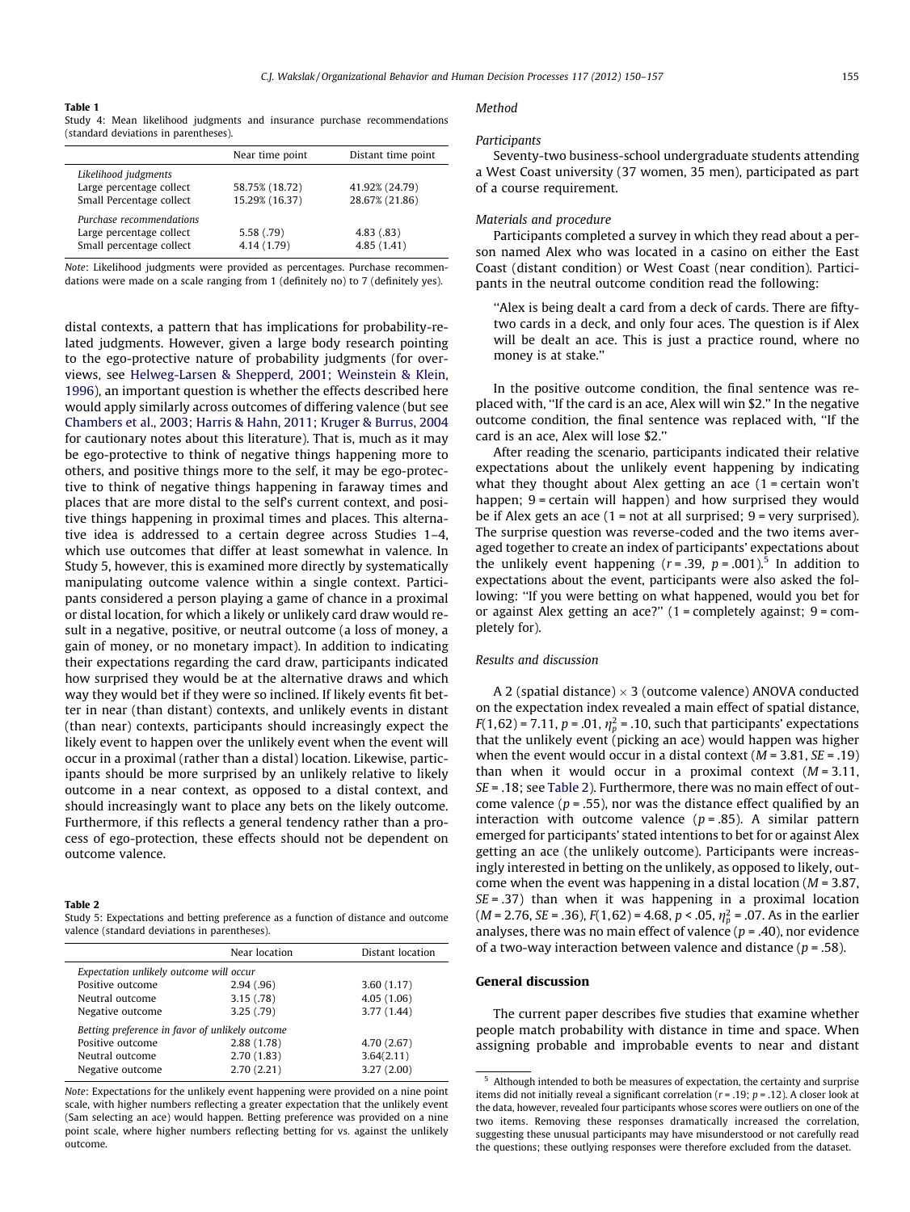**Table 1**
Study 4: Mean likelihood judgments and insurance purchase recommendations (standard deviations in parentheses).

| | Near time point | Distant time point |
|---|---|---|
| *Likelihood judgments* | | |
| Large percentage collect | 58.75% (18.72) | 41.92% (24.79) |
| Small Percentage collect | 15.29% (16.37) | 28.67% (21.86) |
| *Purchase recommendations* | | |
| Large percentage collect | 5.58 (.79) | 4.83 (.83) |
| Small percentage collect | 4.14 (1.79) | 4.85 (1.41) |

*Note*: Likelihood judgments were provided as percentages. Purchase recommendations were made on a scale ranging from 1 (definitely no) to 7 (definitely yes).

distal contexts, a pattern that has implications for probability-related judgments. However, given a large body research pointing to the ego-protective nature of probability judgments (for overviews, see Helweg-Larsen & Shepperd, 2001; Weinstein & Klein, 1996), an important question is whether the effects described here would apply similarly across outcomes of differing valence (but see Chambers et al., 2003; Harris & Hahn, 2011; Kruger & Burrus, 2004 for cautionary notes about this literature). That is, much as it may be ego-protective to think of negative things happening more to others, and positive things more to the self, it may be ego-protective to think of negative things happening in faraway times and places that are more distal to the self's current context, and positive things happening in proximal times and places. This alternative idea is addressed to a certain degree across Studies 1–4, which use outcomes that differ at least somewhat in valence. In Study 5, however, this is examined more directly by systematically manipulating outcome valence within a single context. Participants considered a person playing a game of chance in a proximal or distal location, for which a likely or unlikely card draw would result in a negative, positive, or neutral outcome (a loss of money, a gain of money, or no monetary impact). In addition to indicating their expectations regarding the card draw, participants indicated how surprised they would be at the alternative draws and which way they would bet if they were so inclined. If likely events fit better in near (than distant) contexts, and unlikely events in distant (than near) contexts, participants should increasingly expect the likely event to happen over the unlikely event when the event will occur in a proximal (rather than a distal) location. Likewise, participants should be more surprised by an unlikely relative to likely outcome in a near context, as opposed to a distal context, and should increasingly want to place any bets on the likely outcome. Furthermore, if this reflects a general tendency rather than a process of ego-protection, these effects should not be dependent on outcome valence.

**Table 2**
Study 5: Expectations and betting preference as a function of distance and outcome valence (standard deviations in parentheses).

| | Near location | Distant location |
|---|---|---|
| *Expectation unlikely outcome will occur* | | |
| Positive outcome | 2.94 (.96) | 3.60 (1.17) |
| Neutral outcome | 3.15 (.78) | 4.05 (1.06) |
| Negative outcome | 3.25 (.79) | 3.77 (1.44) |
| *Betting preference in favor of unlikely outcome* | | |
| Positive outcome | 2.88 (1.78) | 4.70 (2.67) |
| Neutral outcome | 2.70 (1.83) | 3.64(2.11) |
| Negative outcome | 2.70 (2.21) | 3.27 (2.00) |

*Note*: Expectations for the unlikely event happening were provided on a nine point scale, with higher numbers reflecting a greater expectation that the unlikely event (Sam selecting an ace) would happen. Betting preference was provided on a nine point scale, where higher numbers reflecting betting for vs. against the unlikely outcome.

### *Method*

#### *Participants*

Seventy-two business-school undergraduate students attending a West Coast university (37 women, 35 men), participated as part of a course requirement.

#### *Materials and procedure*

Participants completed a survey in which they read about a person named Alex who was located in a casino on either the East Coast (distant condition) or West Coast (near condition). Participants in the neutral outcome condition read the following:

> "Alex is being dealt a card from a deck of cards. There are fifty-two cards in a deck, and only four aces. The question is if Alex will be dealt an ace. This is just a practice round, where no money is at stake."

In the positive outcome condition, the final sentence was replaced with, "If the card is an ace, Alex will win $2." In the negative outcome condition, the final sentence was replaced with, "If the card is an ace, Alex will lose $2."

After reading the scenario, participants indicated their relative expectations about the unlikely event happening by indicating what they thought about Alex getting an ace (1 = certain won't happen; 9 = certain will happen) and how surprised they would be if Alex gets an ace (1 = not at all surprised; 9 = very surprised). The surprise question was reverse-coded and the two items averaged together to create an index of participants' expectations about the unlikely event happening ($r = .39$, $p = .001$).[5] In addition to expectations about the event, participants were also asked the following: "If you were betting on what happened, would you bet for or against Alex getting an ace?" (1 = completely against; 9 = completely for).

### *Results and discussion*

A 2 (spatial distance) × 3 (outcome valence) ANOVA conducted on the expectation index revealed a main effect of spatial distance, $F(1,62) = 7.11$, $p = .01$, $\eta_p^2 = .10$, such that participants' expectations that the unlikely event (picking an ace) would happen was higher when the event would occur in a distal context ($M = 3.81$, $SE = .19$) than when it would occur in a proximal context ($M = 3.11$, $SE = .18$; see Table 2). Furthermore, there was no main effect of outcome valence ($p = .55$), nor was the distance effect qualified by an interaction with outcome valence ($p = .85$). A similar pattern emerged for participants' stated intentions to bet for or against Alex getting an ace (the unlikely outcome). Participants were increasingly interested in betting on the unlikely, as opposed to likely, outcome when the event was happening in a distal location ($M = 3.87$, $SE = .37$) than when it was happening in a proximal location ($M = 2.76$, $SE = .36$), $F(1,62) = 4.68$, $p < .05$, $\eta_p^2 = .07$. As in the earlier analyses, there was no main effect of valence ($p = .40$), nor evidence of a two-way interaction between valence and distance ($p = .58$).

## General discussion

The current paper describes five studies that examine whether people match probability with distance in time and space. When assigning probable and improbable events to near and distant

[5] Although intended to both be measures of expectation, the certainty and surprise items did not initially reveal a significant correlation ($r = .19$; $p = .12$). A closer look at the data, however, revealed four participants whose scores were outliers on one of the two items. Removing these responses dramatically increased the correlation, suggesting these unusual participants may have misunderstood or not carefully read the questions; these outlying responses were therefore excluded from the dataset.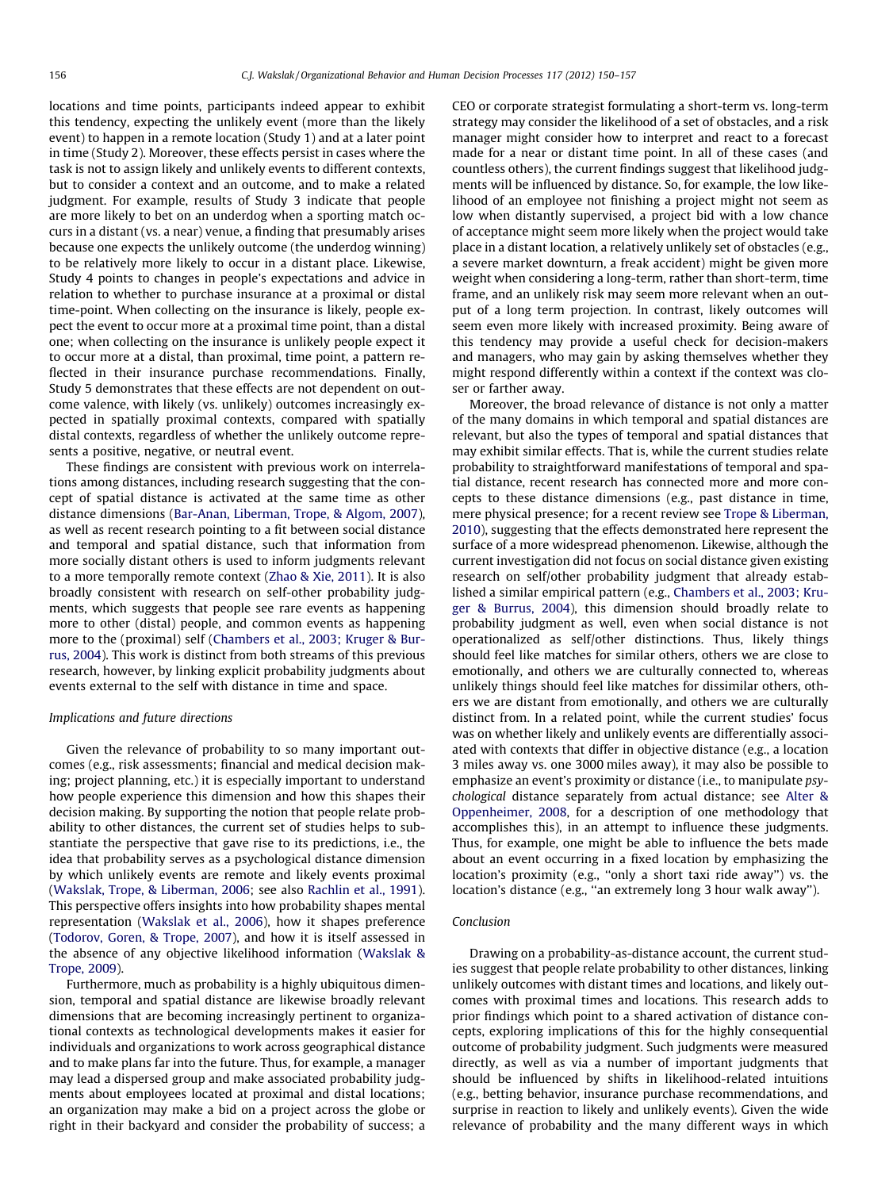locations and time points, participants indeed appear to exhibit this tendency, expecting the unlikely event (more than the likely event) to happen in a remote location (Study 1) and at a later point in time (Study 2). Moreover, these effects persist in cases where the task is not to assign likely and unlikely events to different contexts, but to consider a context and an outcome, and to make a related judgment. For example, results of Study 3 indicate that people are more likely to bet on an underdog when a sporting match occurs in a distant (vs. a near) venue, a finding that presumably arises because one expects the unlikely outcome (the underdog winning) to be relatively more likely to occur in a distant place. Likewise, Study 4 points to changes in people's expectations and advice in relation to whether to purchase insurance at a proximal or distal time-point. When collecting on the insurance is likely, people expect the event to occur more at a proximal time point, than a distal one; when collecting on the insurance is unlikely people expect it to occur more at a distal, than proximal, time point, a pattern reflected in their insurance purchase recommendations. Finally, Study 5 demonstrates that these effects are not dependent on outcome valence, with likely (vs. unlikely) outcomes increasingly expected in spatially proximal contexts, compared with spatially distal contexts, regardless of whether the unlikely outcome represents a positive, negative, or neutral event.

These findings are consistent with previous work on interrelations among distances, including research suggesting that the concept of spatial distance is activated at the same time as other distance dimensions (Bar-Anan, Liberman, Trope, & Algom, 2007), as well as recent research pointing to a fit between social distance and temporal and spatial distance, such that information from more socially distant others is used to inform judgments relevant to a more temporally remote context (Zhao & Xie, 2011). It is also broadly consistent with research on self-other probability judgments, which suggests that people see rare events as happening more to other (distal) people, and common events as happening more to the (proximal) self (Chambers et al., 2003; Kruger & Burrus, 2004). This work is distinct from both streams of this previous research, however, by linking explicit probability judgments about events external to the self with distance in time and space.

### Implications and future directions

Given the relevance of probability to so many important outcomes (e.g., risk assessments; financial and medical decision making; project planning, etc.) it is especially important to understand how people experience this dimension and how this shapes their decision making. By supporting the notion that people relate probability to other distances, the current set of studies helps to substantiate the perspective that gave rise to its predictions, i.e., the idea that probability serves as a psychological distance dimension by which unlikely events are remote and likely events proximal (Wakslak, Trope, & Liberman, 2006; see also Rachlin et al., 1991). This perspective offers insights into how probability shapes mental representation (Wakslak et al., 2006), how it shapes preference (Todorov, Goren, & Trope, 2007), and how it is itself assessed in the absence of any objective likelihood information (Wakslak & Trope, 2009).

Furthermore, much as probability is a highly ubiquitous dimension, temporal and spatial distance are likewise broadly relevant dimensions that are becoming increasingly pertinent to organizational contexts as technological developments makes it easier for individuals and organizations to work across geographical distance and to make plans far into the future. Thus, for example, a manager may lead a dispersed group and make associated probability judgments about employees located at proximal and distal locations; an organization may make a bid on a project across the globe or right in their backyard and consider the probability of success; a CEO or corporate strategist formulating a short-term vs. long-term strategy may consider the likelihood of a set of obstacles, and a risk manager might consider how to interpret and react to a forecast made for a near or distant time point. In all of these cases (and countless others), the current findings suggest that likelihood judgments will be influenced by distance. So, for example, the low likelihood of an employee not finishing a project might not seem as low when distantly supervised, a project bid with a low chance of acceptance might seem more likely when the project would take place in a distant location, a relatively unlikely set of obstacles (e.g., a severe market downturn, a freak accident) might be given more weight when considering a long-term, rather than short-term, time frame, and an unlikely risk may seem more relevant when an output of a long term projection. In contrast, likely outcomes will seem even more likely with increased proximity. Being aware of this tendency may provide a useful check for decision-makers and managers, who may gain by asking themselves whether they might respond differently within a context if the context was closer or farther away.

Moreover, the broad relevance of distance is not only a matter of the many domains in which temporal and spatial distances are relevant, but also the types of temporal and spatial distances that may exhibit similar effects. That is, while the current studies relate probability to straightforward manifestations of temporal and spatial distance, recent research has connected more and more concepts to these distance dimensions (e.g., past distance in time, mere physical presence; for a recent review see Trope & Liberman, 2010), suggesting that the effects demonstrated here represent the surface of a more widespread phenomenon. Likewise, although the current investigation did not focus on social distance given existing research on self/other probability judgment that already established a similar empirical pattern (e.g., Chambers et al., 2003; Kruger & Burrus, 2004), this dimension should broadly relate to probability judgment as well, even when social distance is not operationalized as self/other distinctions. Thus, likely things should feel like matches for similar others, others we are close to emotionally, and others we are culturally connected to, whereas unlikely things should feel like matches for dissimilar others, others we are distant from emotionally, and others we are culturally distinct from. In a related point, while the current studies' focus was on whether likely and unlikely events are differentially associated with contexts that differ in objective distance (e.g., a location 3 miles away vs. one 3000 miles away), it may also be possible to emphasize an event's proximity or distance (i.e., to manipulate *psychological* distance separately from actual distance; see Alter & Oppenheimer, 2008, for a description of one methodology that accomplishes this), in an attempt to influence these judgments. Thus, for example, one might be able to influence the bets made about an event occurring in a fixed location by emphasizing the location's proximity (e.g., "only a short taxi ride away") vs. the location's distance (e.g., "an extremely long 3 hour walk away").

### Conclusion

Drawing on a probability-as-distance account, the current studies suggest that people relate probability to other distances, linking unlikely outcomes with distant times and locations, and likely outcomes with proximal times and locations. This research adds to prior findings which point to a shared activation of distance concepts, exploring implications of this for the highly consequential outcome of probability judgment. Such judgments were measured directly, as well as via a number of important judgments that should be influenced by shifts in likelihood-related intuitions (e.g., betting behavior, insurance purchase recommendations, and surprise in reaction to likely and unlikely events). Given the wide relevance of probability and the many different ways in which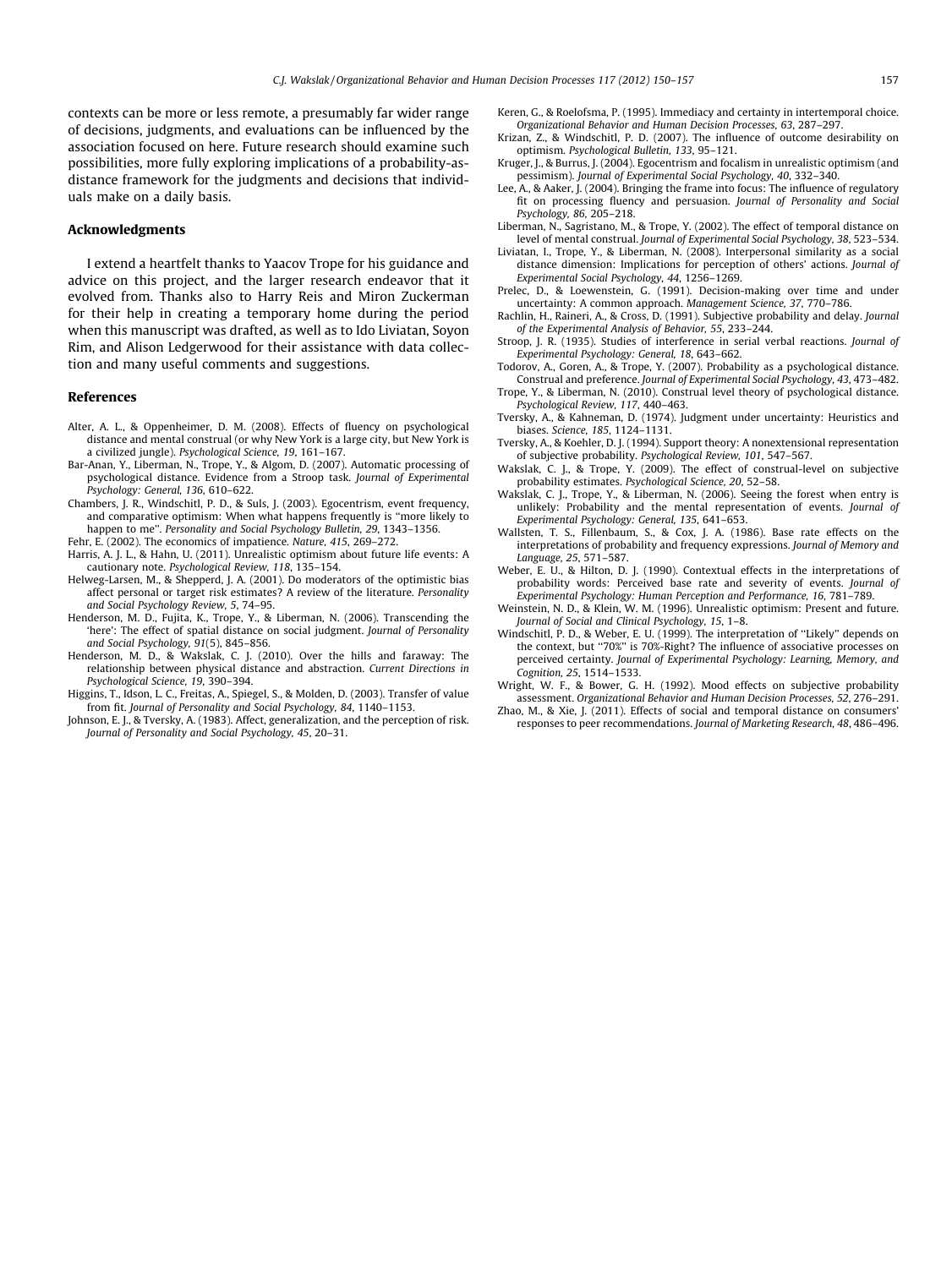contexts can be more or less remote, a presumably far wider range of decisions, judgments, and evaluations can be influenced by the association focused on here. Future research should examine such possibilities, more fully exploring implications of a probability-as-distance framework for the judgments and decisions that individuals make on a daily basis.

## Acknowledgments

I extend a heartfelt thanks to Yaacov Trope for his guidance and advice on this project, and the larger research endeavor that it evolved from. Thanks also to Harry Reis and Miron Zuckerman for their help in creating a temporary home during the period when this manuscript was drafted, as well as to Ido Liviatan, Soyon Rim, and Alison Ledgerwood for their assistance with data collection and many useful comments and suggestions.

## References

Alter, A. L., & Oppenheimer, D. M. (2008). Effects of fluency on psychological distance and mental construal (or why New York is a large city, but New York is a civilized jungle). *Psychological Science, 19*, 161–167.

Bar-Anan, Y., Liberman, N., Trope, Y., & Algom, D. (2007). Automatic processing of psychological distance. Evidence from a Stroop task. *Journal of Experimental Psychology: General, 136*, 610–622.

Chambers, J. R., Windschitl, P. D., & Suls, J. (2003). Egocentrism, event frequency, and comparative optimism: When what happens frequently is "more likely to happen to me". *Personality and Social Psychology Bulletin, 29*, 1343–1356.

Fehr, E. (2002). The economics of impatience. *Nature, 415*, 269–272.

Harris, A. J. L., & Hahn, U. (2011). Unrealistic optimism about future life events: A cautionary note. *Psychological Review, 118*, 135–154.

Helweg-Larsen, M., & Shepperd, J. A. (2001). Do moderators of the optimistic bias affect personal or target risk estimates? A review of the literature. *Personality and Social Psychology Review, 5*, 74–95.

Henderson, M. D., Fujita, K., Trope, Y., & Liberman, N. (2006). Transcending the 'here': The effect of spatial distance on social judgment. *Journal of Personality and Social Psychology, 91*(5), 845–856.

Henderson, M. D., & Wakslak, C. J. (2010). Over the hills and faraway: The relationship between physical distance and abstraction. *Current Directions in Psychological Science, 19*, 390–394.

Higgins, T., Idson, L. C., Freitas, A., Spiegel, S., & Molden, D. (2003). Transfer of value from fit. *Journal of Personality and Social Psychology, 84*, 1140–1153.

Johnson, E. J., & Tversky, A. (1983). Affect, generalization, and the perception of risk. *Journal of Personality and Social Psychology, 45*, 20–31.

Keren, G., & Roelofsma, P. (1995). Immediacy and certainty in intertemporal choice. *Organizational Behavior and Human Decision Processes, 63*, 287–297.

Krizan, Z., & Windschitl, P. D. (2007). The influence of outcome desirability on optimism. *Psychological Bulletin, 133*, 95–121.

Kruger, J., & Burrus, J. (2004). Egocentrism and focalism in unrealistic optimism (and pessimism). *Journal of Experimental Social Psychology, 40*, 332–340.

Lee, A., & Aaker, J. (2004). Bringing the frame into focus: The influence of regulatory fit on processing fluency and persuasion. *Journal of Personality and Social Psychology, 86*, 205–218.

Liberman, N., Sagristano, M., & Trope, Y. (2002). The effect of temporal distance on level of mental construal. *Journal of Experimental Social Psychology, 38*, 523–534.

Liviatan, I., Trope, Y., & Liberman, N. (2008). Interpersonal similarity as a social distance dimension: Implications for perception of others' actions. *Journal of Experimental Social Psychology, 44*, 1256–1269.

Prelec, D., & Loewenstein, G. (1991). Decision-making over time and under uncertainty: A common approach. *Management Science, 37*, 770–786.

Rachlin, H., Raineri, A., & Cross, D. (1991). Subjective probability and delay. *Journal of the Experimental Analysis of Behavior, 55*, 233–244.

Stroop, J. R. (1935). Studies of interference in serial verbal reactions. *Journal of Experimental Psychology: General, 18*, 643–662.

Todorov, A., Goren, A., & Trope, Y. (2007). Probability as a psychological distance. Construal and preference. *Journal of Experimental Social Psychology, 43*, 473–482.

Trope, Y., & Liberman, N. (2010). Construal level theory of psychological distance. *Psychological Review, 117*, 440–463.

Tversky, A., & Kahneman, D. (1974). Judgment under uncertainty: Heuristics and biases. *Science, 185*, 1124–1131.

Tversky, A., & Koehler, D. J. (1994). Support theory: A nonextensional representation of subjective probability. *Psychological Review, 101*, 547–567.

Wakslak, C. J., & Trope, Y. (2009). The effect of construal-level on subjective probability estimates. *Psychological Science, 20*, 52–58.

Wakslak, C. J., Trope, Y., & Liberman, N. (2006). Seeing the forest when entry is unlikely: Probability and the mental representation of events. *Journal of Experimental Psychology: General, 135*, 641–653.

Wallsten, T. S., Fillenbaum, S., & Cox, J. A. (1986). Base rate effects on the interpretations of probability and frequency expressions. *Journal of Memory and Language, 25*, 571–587.

Weber, E. U., & Hilton, D. J. (1990). Contextual effects in the interpretations of probability words: Perceived base rate and severity of events. *Journal of Experimental Psychology: Human Perception and Performance, 16*, 781–789.

Weinstein, N. D., & Klein, W. M. (1996). Unrealistic optimism: Present and future. *Journal of Social and Clinical Psychology, 15*, 1–8.

Windschitl, P. D., & Weber, E. U. (1999). The interpretation of "Likely" depends on the context, but "70%" is 70%-Right? The influence of associative processes on perceived certainty. *Journal of Experimental Psychology: Learning, Memory, and Cognition, 25*, 1514–1533.

Wright, W. F., & Bower, G. H. (1992). Mood effects on subjective probability assessment. *Organizational Behavior and Human Decision Processes, 52*, 276–291.

Zhao, M., & Xie, J. (2011). Effects of social and temporal distance on consumers' responses to peer recommendations. *Journal of Marketing Research, 48*, 486–496.